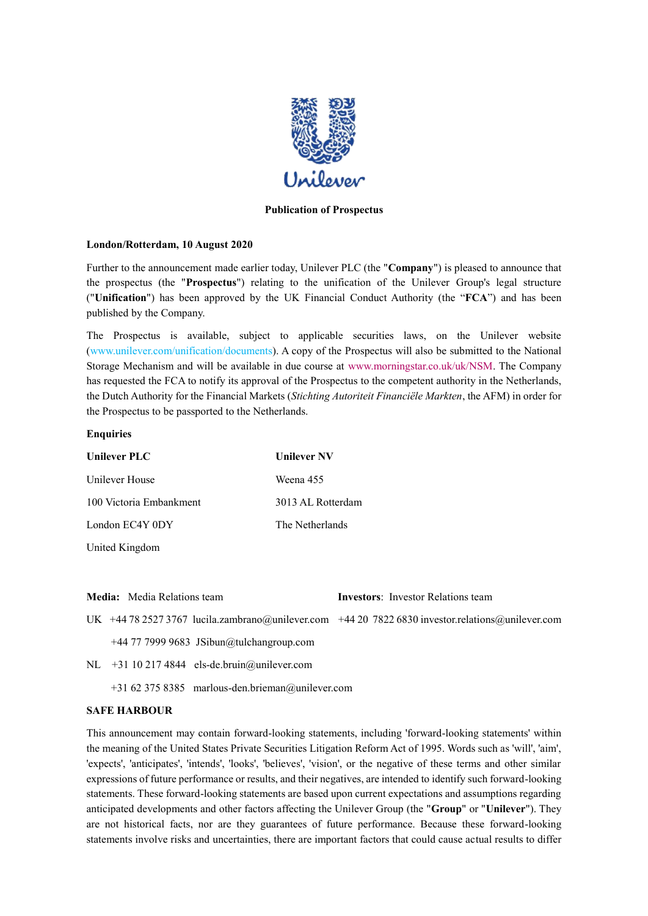**Publication of Prospectus**

**London/Rotterdam, 10 August 2020**

Further to the announcement made earlier today, Unilever PLC (the "**Company**") is pleased to announce that the prospectus (the "**Prospectus**") relating to the unification of the Unilever Group's legal structure ("**Unification**") has been approved by the UK Financial Conduct Authority (the "**FCA**") and has been published by the Company.

The Prospectus is available, subject to applicable securities laws, on the Unilever website (www.unilever.com/unification/documents). A copy of the Prospectus will also be submitted to the National Storage Mechanism and will be available in due course at www.morningstar.co.uk/uk/NSM. The Company has requested the FCA to notify its approval of the Prospectus to the competent authority in the Netherlands, the Dutch Authority for the Financial Markets (*Stichting Autoriteit Financiële Markten*, the AFM) in order for the Prospectus to be passported to the Netherlands.

**Enquiries**

| **Unilever PLC** | **Unilever NV** |
|---|---|
| Unilever House | Weena 455 |
| 100 Victoria Embankment | 3013 AL Rotterdam |
| London EC4Y 0DY | The Netherlands |
| United Kingdom | |

**Media:** Media Relations team

UK +44 78 2527 3767 lucila.zambrano@unilever.com

+44 77 7999 9683 JSibun@tulchangroup.com

NL +31 10 217 4844 els-de.bruin@unilever.com

+31 62 375 8385 marlous-den.brieman@unilever.com

**Investors**: Investor Relations team

+44 20 7822 6830 investor.relations@unilever.com

**SAFE HARBOUR**

This announcement may contain forward-looking statements, including 'forward-looking statements' within the meaning of the United States Private Securities Litigation Reform Act of 1995. Words such as 'will', 'aim', 'expects', 'anticipates', 'intends', 'looks', 'believes', 'vision', or the negative of these terms and other similar expressions of future performance or results, and their negatives, are intended to identify such forward-looking statements. These forward-looking statements are based upon current expectations and assumptions regarding anticipated developments and other factors affecting the Unilever Group (the "**Group**" or "**Unilever**"). They are not historical facts, nor are they guarantees of future performance. Because these forward-looking statements involve risks and uncertainties, there are important factors that could cause actual results to differ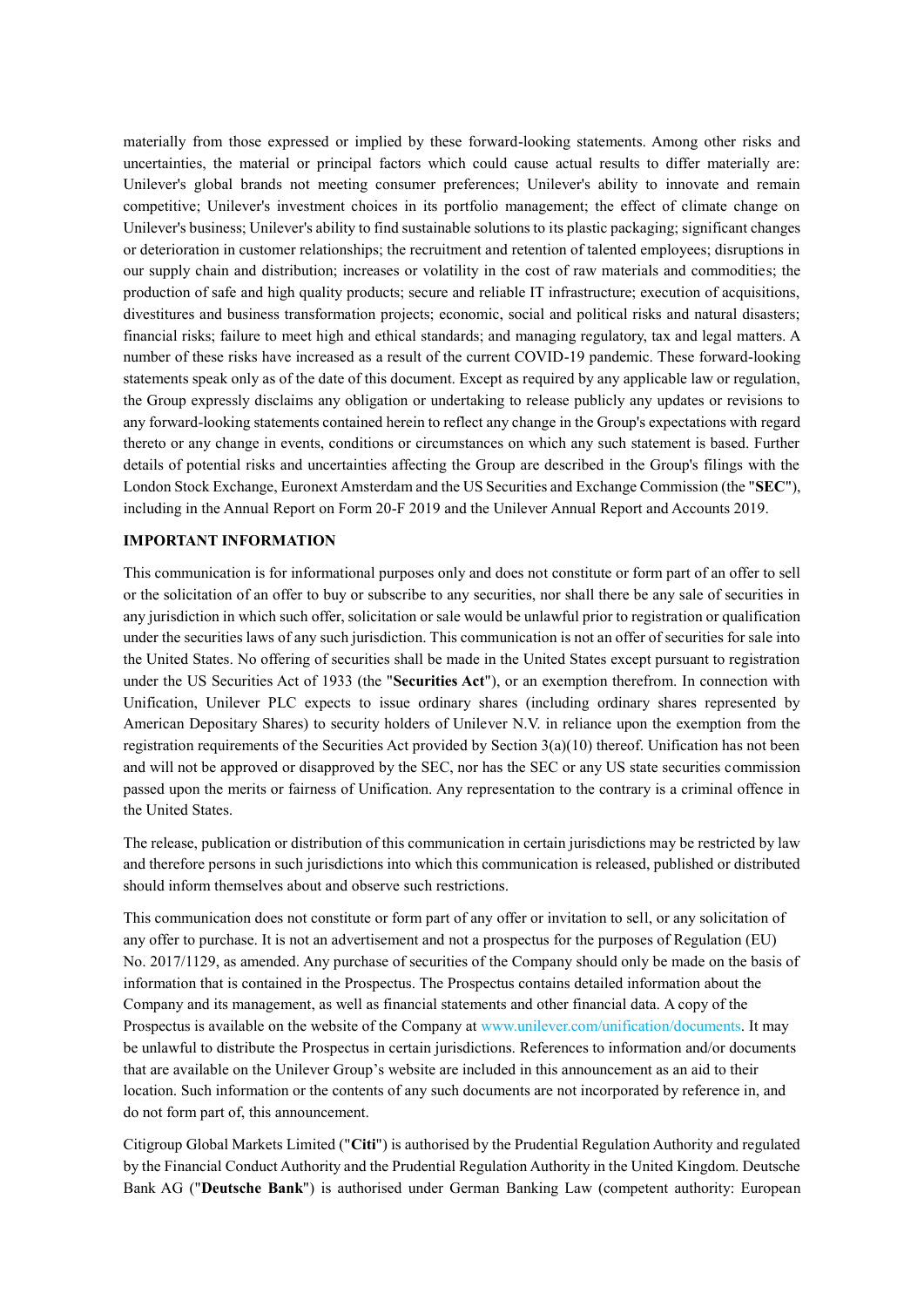materially from those expressed or implied by these forward-looking statements. Among other risks and uncertainties, the material or principal factors which could cause actual results to differ materially are: Unilever's global brands not meeting consumer preferences; Unilever's ability to innovate and remain competitive; Unilever's investment choices in its portfolio management; the effect of climate change on Unilever's business; Unilever's ability to find sustainable solutions to its plastic packaging; significant changes or deterioration in customer relationships; the recruitment and retention of talented employees; disruptions in our supply chain and distribution; increases or volatility in the cost of raw materials and commodities; the production of safe and high quality products; secure and reliable IT infrastructure; execution of acquisitions, divestitures and business transformation projects; economic, social and political risks and natural disasters; financial risks; failure to meet high and ethical standards; and managing regulatory, tax and legal matters. A number of these risks have increased as a result of the current COVID-19 pandemic. These forward-looking statements speak only as of the date of this document. Except as required by any applicable law or regulation, the Group expressly disclaims any obligation or undertaking to release publicly any updates or revisions to any forward-looking statements contained herein to reflect any change in the Group's expectations with regard thereto or any change in events, conditions or circumstances on which any such statement is based. Further details of potential risks and uncertainties affecting the Group are described in the Group's filings with the London Stock Exchange, Euronext Amsterdam and the US Securities and Exchange Commission (the "**SEC**"), including in the Annual Report on Form 20-F 2019 and the Unilever Annual Report and Accounts 2019.

**IMPORTANT INFORMATION**

This communication is for informational purposes only and does not constitute or form part of an offer to sell or the solicitation of an offer to buy or subscribe to any securities, nor shall there be any sale of securities in any jurisdiction in which such offer, solicitation or sale would be unlawful prior to registration or qualification under the securities laws of any such jurisdiction. This communication is not an offer of securities for sale into the United States. No offering of securities shall be made in the United States except pursuant to registration under the US Securities Act of 1933 (the "**Securities Act**"), or an exemption therefrom. In connection with Unification, Unilever PLC expects to issue ordinary shares (including ordinary shares represented by American Depositary Shares) to security holders of Unilever N.V. in reliance upon the exemption from the registration requirements of the Securities Act provided by Section 3(a)(10) thereof. Unification has not been and will not be approved or disapproved by the SEC, nor has the SEC or any US state securities commission passed upon the merits or fairness of Unification. Any representation to the contrary is a criminal offence in the United States.

The release, publication or distribution of this communication in certain jurisdictions may be restricted by law and therefore persons in such jurisdictions into which this communication is released, published or distributed should inform themselves about and observe such restrictions.

This communication does not constitute or form part of any offer or invitation to sell, or any solicitation of any offer to purchase. It is not an advertisement and not a prospectus for the purposes of Regulation (EU) No. 2017/1129, as amended. Any purchase of securities of the Company should only be made on the basis of information that is contained in the Prospectus. The Prospectus contains detailed information about the Company and its management, as well as financial statements and other financial data. A copy of the Prospectus is available on the website of the Company at www.unilever.com/unification/documents. It may be unlawful to distribute the Prospectus in certain jurisdictions. References to information and/or documents that are available on the Unilever Group's website are included in this announcement as an aid to their location. Such information or the contents of any such documents are not incorporated by reference in, and do not form part of, this announcement.

Citigroup Global Markets Limited ("**Citi**") is authorised by the Prudential Regulation Authority and regulated by the Financial Conduct Authority and the Prudential Regulation Authority in the United Kingdom. Deutsche Bank AG ("**Deutsche Bank**") is authorised under German Banking Law (competent authority: European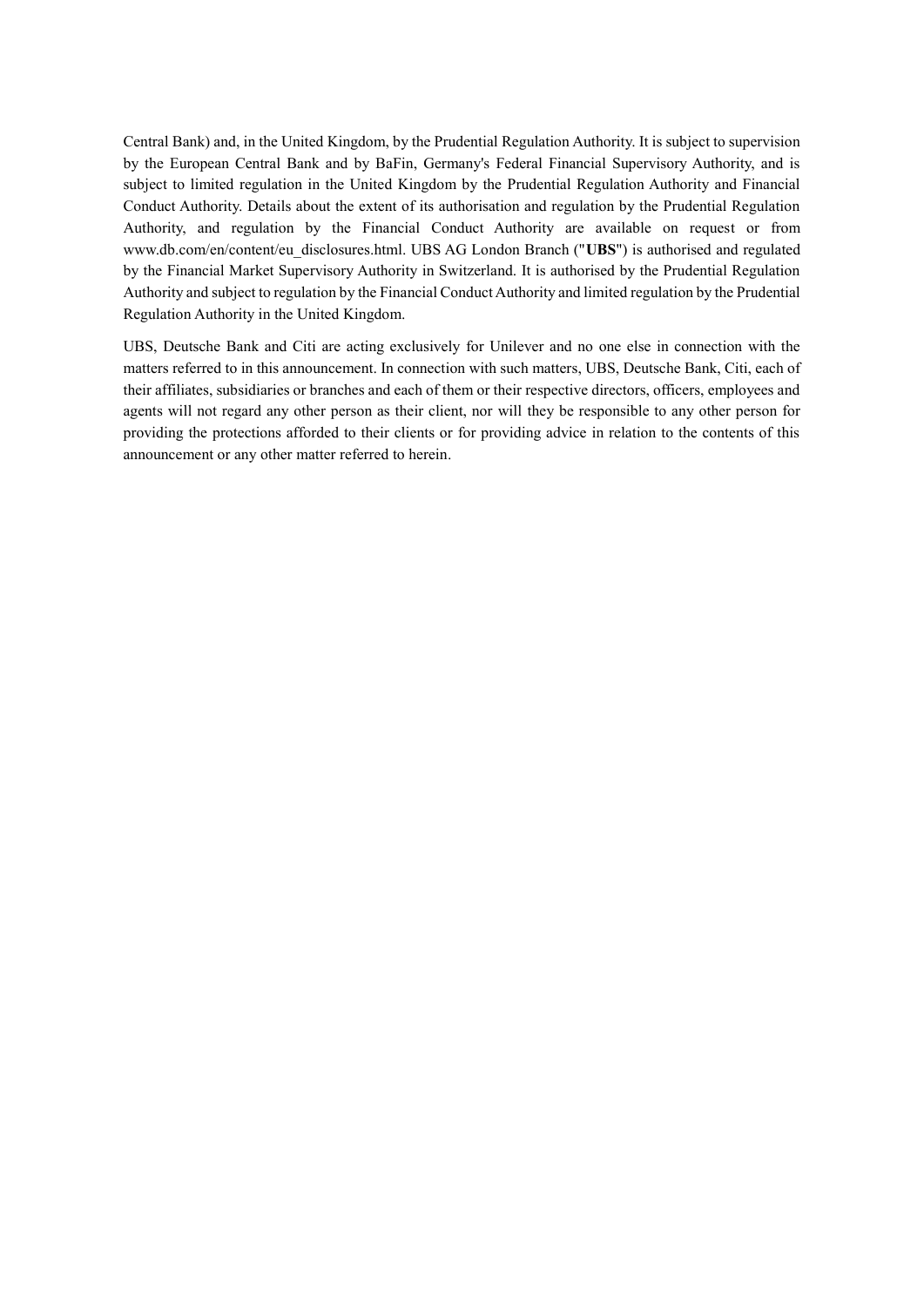Central Bank) and, in the United Kingdom, by the Prudential Regulation Authority. It is subject to supervision by the European Central Bank and by BaFin, Germany's Federal Financial Supervisory Authority, and is subject to limited regulation in the United Kingdom by the Prudential Regulation Authority and Financial Conduct Authority. Details about the extent of its authorisation and regulation by the Prudential Regulation Authority, and regulation by the Financial Conduct Authority are available on request or from www.db.com/en/content/eu_disclosures.html. UBS AG London Branch ("**UBS**") is authorised and regulated by the Financial Market Supervisory Authority in Switzerland. It is authorised by the Prudential Regulation Authority and subject to regulation by the Financial Conduct Authority and limited regulation by the Prudential Regulation Authority in the United Kingdom.

UBS, Deutsche Bank and Citi are acting exclusively for Unilever and no one else in connection with the matters referred to in this announcement. In connection with such matters, UBS, Deutsche Bank, Citi, each of their affiliates, subsidiaries or branches and each of them or their respective directors, officers, employees and agents will not regard any other person as their client, nor will they be responsible to any other person for providing the protections afforded to their clients or for providing advice in relation to the contents of this announcement or any other matter referred to herein.